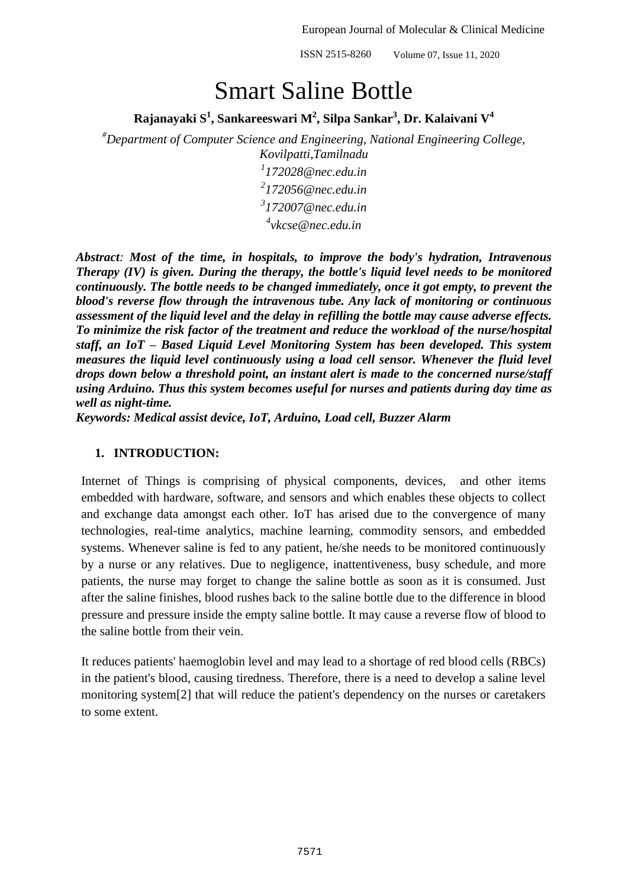# Smart Saline Bottle

**Rajanayaki S[1], Sankareeswari M[2], Silpa Sankar[3], Dr. Kalaivani V[4]**

*[#]Department of Computer Science and Engineering, National Engineering College, Kovilpatti,Tamilnadu*

*[1]172028@nec.edu.in*

*[2]172056@nec.edu.in*

*[3]172007@nec.edu.in*

*[4]vkcse@nec.edu.in*

***Abstract**: Most of the time, in hospitals, to improve the body's hydration, Intravenous Therapy (IV) is given. During the therapy, the bottle's liquid level needs to be monitored continuously. The bottle needs to be changed immediately, once it got empty, to prevent the blood's reverse flow through the intravenous tube. Any lack of monitoring or continuous assessment of the liquid level and the delay in refilling the bottle may cause adverse effects. To minimize the risk factor of the treatment and reduce the workload of the nurse/hospital staff, an IoT – Based Liquid Level Monitoring System has been developed. This system measures the liquid level continuously using a load cell sensor. Whenever the fluid level drops down below a threshold point, an instant alert is made to the concerned nurse/staff using Arduino. Thus this system becomes useful for nurses and patients during day time as well as night-time.*

***Keywords: Medical assist device, IoT, Arduino, Load cell, Buzzer Alarm***

## 1. INTRODUCTION:

Internet of Things is comprising of physical components, devices, and other items embedded with hardware, software, and sensors and which enables these objects to collect and exchange data amongst each other. IoT has arised due to the convergence of many technologies, real-time analytics, machine learning, commodity sensors, and embedded systems. Whenever saline is fed to any patient, he/she needs to be monitored continuously by a nurse or any relatives. Due to negligence, inattentiveness, busy schedule, and more patients, the nurse may forget to change the saline bottle as soon as it is consumed. Just after the saline finishes, blood rushes back to the saline bottle due to the difference in blood pressure and pressure inside the empty saline bottle. It may cause a reverse flow of blood to the saline bottle from their vein.

It reduces patients' haemoglobin level and may lead to a shortage of red blood cells (RBCs) in the patient's blood, causing tiredness. Therefore, there is a need to develop a saline level monitoring system[2] that will reduce the patient's dependency on the nurses or caretakers to some extent.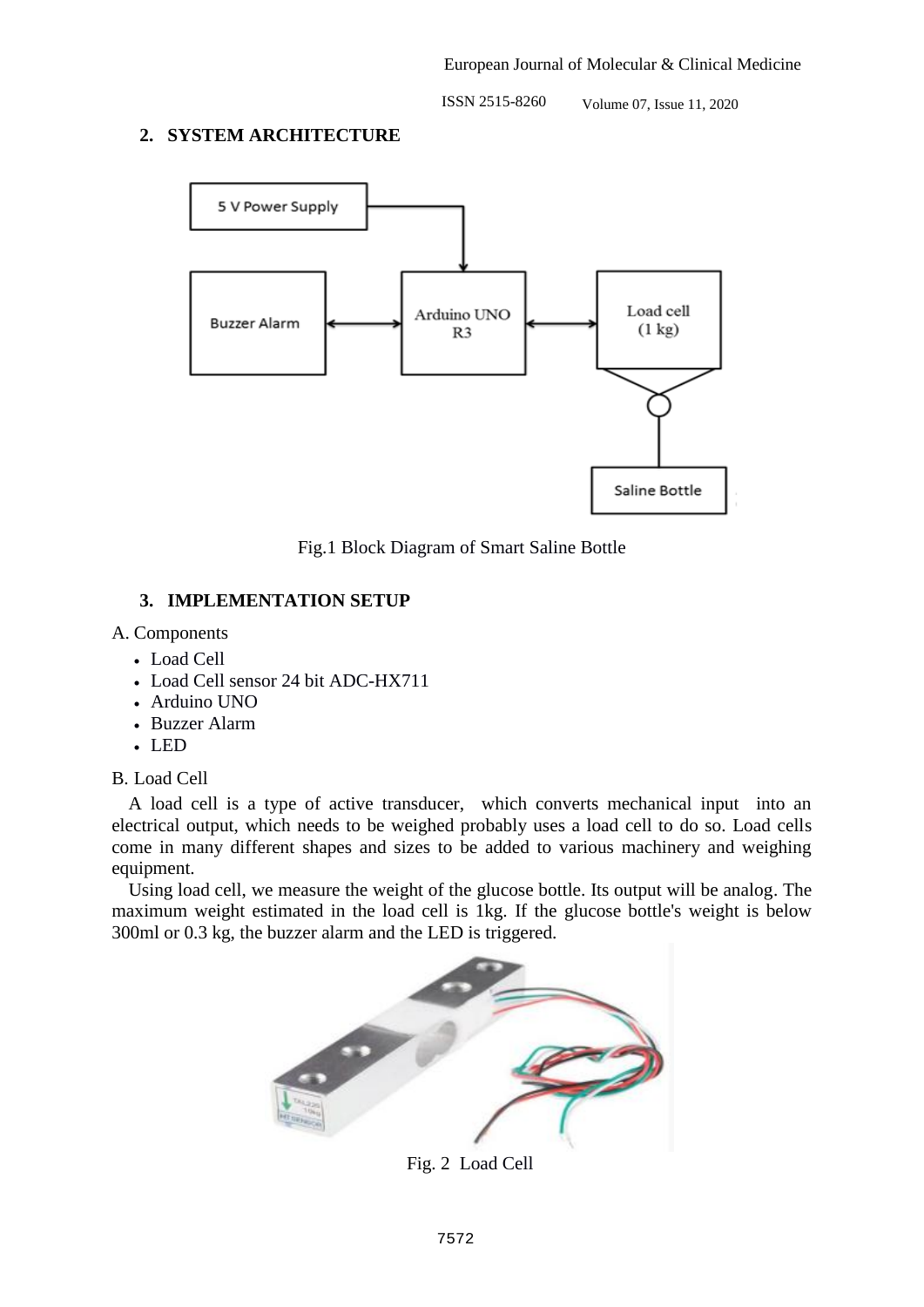## 2. SYSTEM ARCHITECTURE

Fig.1 Block Diagram of Smart Saline Bottle

## 3. IMPLEMENTATION SETUP

A. Components

- Load Cell
- Load Cell sensor 24 bit ADC-HX711
- Arduino UNO
- Buzzer Alarm
- LED

B. Load Cell

A load cell is a type of active transducer, which converts mechanical input into an electrical output, which needs to be weighed probably uses a load cell to do so. Load cells come in many different shapes and sizes to be added to various machinery and weighing equipment.

Using load cell, we measure the weight of the glucose bottle. Its output will be analog. The maximum weight estimated in the load cell is 1kg. If the glucose bottle's weight is below 300ml or 0.3 kg, the buzzer alarm and the LED is triggered.

Fig. 2 Load Cell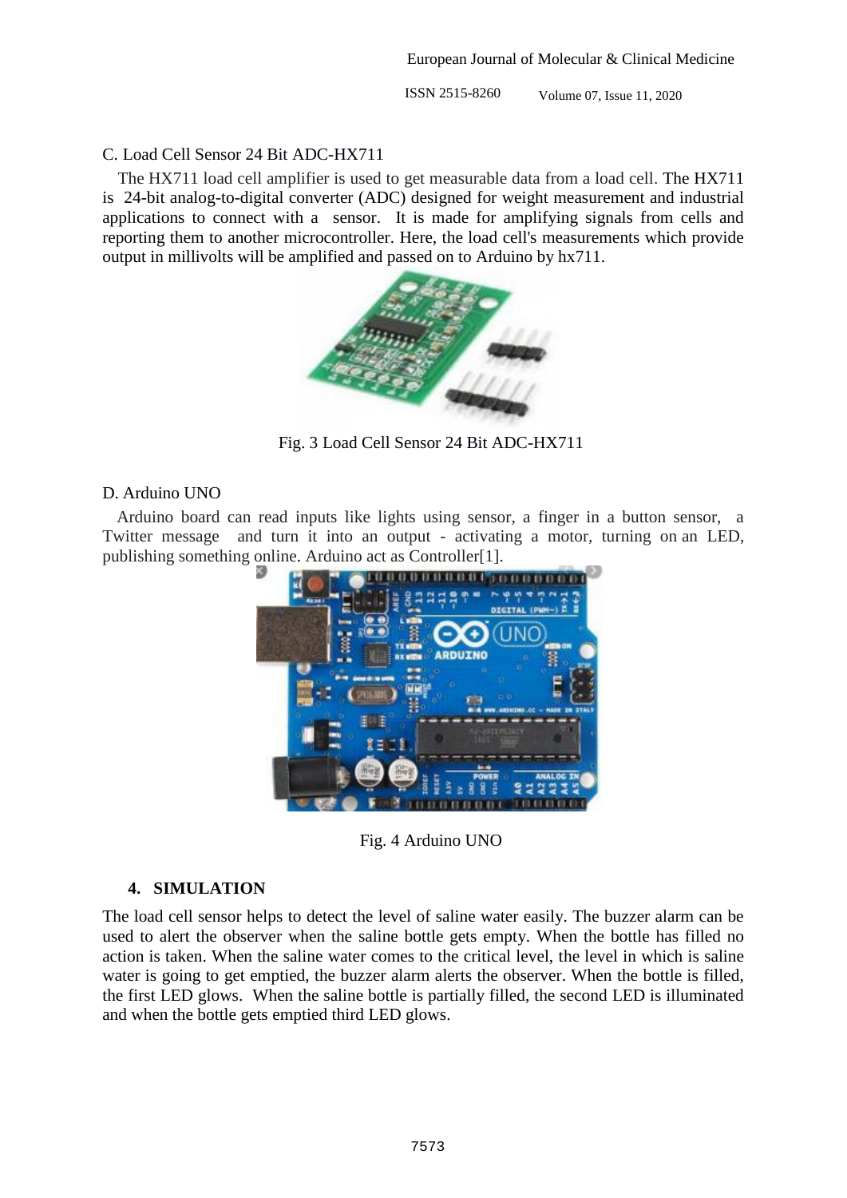C. Load Cell Sensor 24 Bit ADC-HX711

The HX711 load cell amplifier is used to get measurable data from a load cell. The HX711 is 24-bit analog-to-digital converter (ADC) designed for weight measurement and industrial applications to connect with a sensor. It is made for amplifying signals from cells and reporting them to another microcontroller. Here, the load cell's measurements which provide output in millivolts will be amplified and passed on to Arduino by hx711.

Fig. 3 Load Cell Sensor 24 Bit ADC-HX711

D. Arduino UNO

Arduino board can read inputs like lights using sensor, a finger in a button sensor, a Twitter message and turn it into an output - activating a motor, turning on an LED, publishing something online. Arduino act as Controller[1].

Fig. 4 Arduino UNO

## 4. SIMULATION

The load cell sensor helps to detect the level of saline water easily. The buzzer alarm can be used to alert the observer when the saline bottle gets empty. When the bottle has filled no action is taken. When the saline water comes to the critical level, the level in which is saline water is going to get emptied, the buzzer alarm alerts the observer. When the bottle is filled, the first LED glows. When the saline bottle is partially filled, the second LED is illuminated and when the bottle gets emptied third LED glows.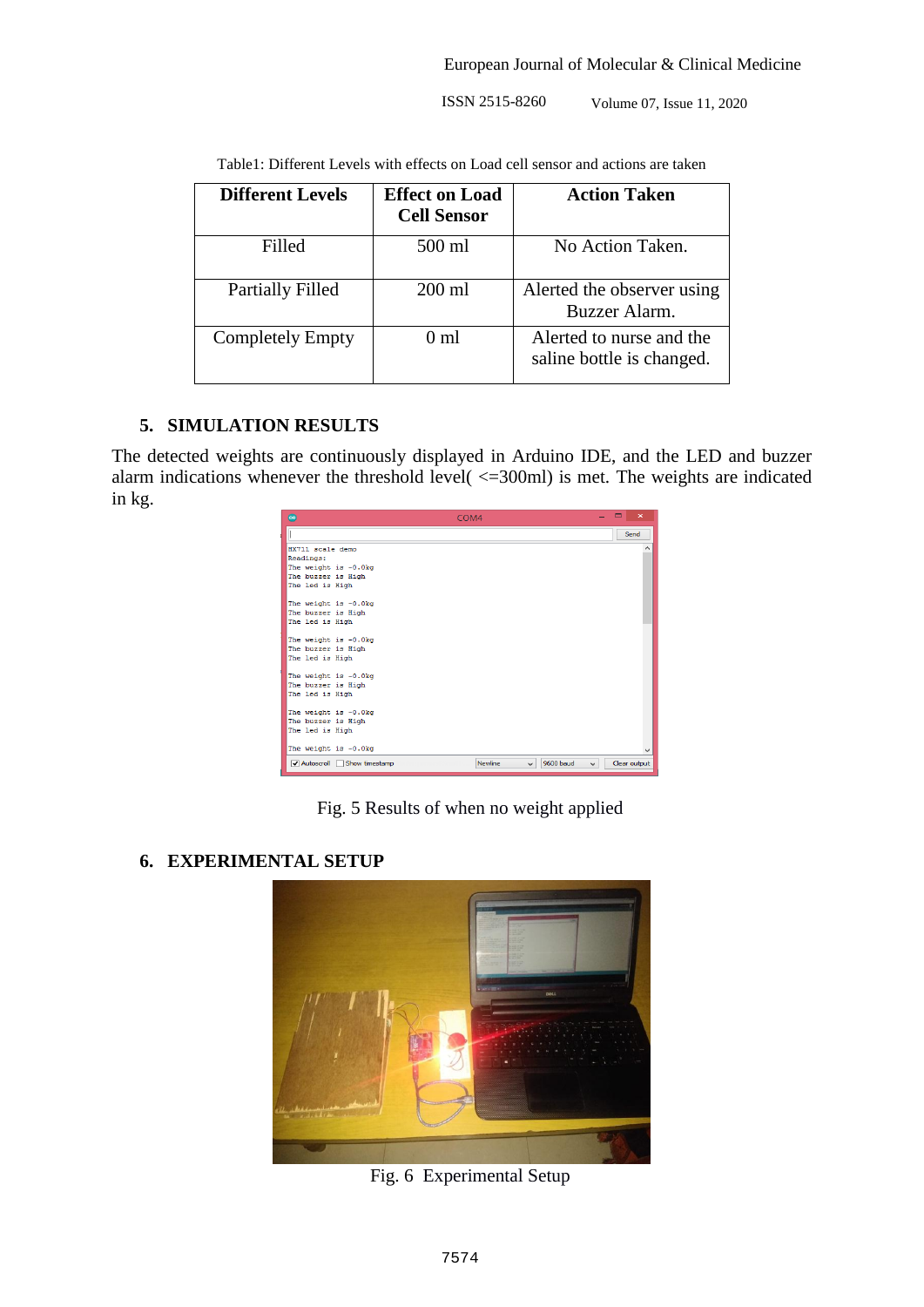Table1: Different Levels with effects on Load cell sensor and actions are taken

| Different Levels | Effect on Load Cell Sensor | Action Taken |
|---|---|---|
| Filled | 500 ml | No Action Taken. |
| Partially Filled | 200 ml | Alerted the observer using Buzzer Alarm. |
| Completely Empty | 0 ml | Alerted to nurse and the saline bottle is changed. |

## 5. SIMULATION RESULTS

The detected weights are continuously displayed in Arduino IDE, and the LED and buzzer alarm indications whenever the threshold level( <=300ml) is met. The weights are indicated in kg.

Fig. 5 Results of when no weight applied

## 6. EXPERIMENTAL SETUP

Fig. 6 Experimental Setup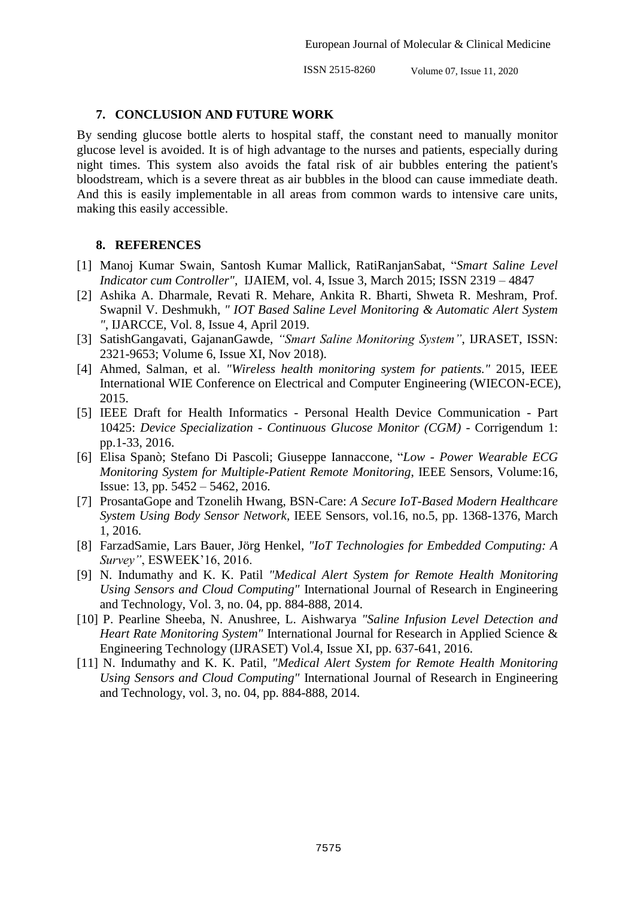## 7. CONCLUSION AND FUTURE WORK

By sending glucose bottle alerts to hospital staff, the constant need to manually monitor glucose level is avoided. It is of high advantage to the nurses and patients, especially during night times. This system also avoids the fatal risk of air bubbles entering the patient's bloodstream, which is a severe threat as air bubbles in the blood can cause immediate death. And this is easily implementable in all areas from common wards to intensive care units, making this easily accessible.

## 8. REFERENCES

[1] Manoj Kumar Swain, Santosh Kumar Mallick, RatiRanjanSabat, "*Smart Saline Level Indicator cum Controller"*, IJAIEM, vol. 4, Issue 3, March 2015; ISSN 2319 – 4847

[2] Ashika A. Dharmale, Revati R. Mehare, Ankita R. Bharti, Shweta R. Meshram, Prof. Swapnil V. Deshmukh, *" IOT Based Saline Level Monitoring & Automatic Alert System "*, IJARCCE, Vol. 8, Issue 4, April 2019.

[3] SatishGangavati, GajananGawde, *"Smart Saline Monitoring System"*, IJRASET, ISSN: 2321-9653; Volume 6, Issue XI, Nov 2018).

[4] Ahmed, Salman, et al. *"Wireless health monitoring system for patients."* 2015, IEEE International WIE Conference on Electrical and Computer Engineering (WIECON-ECE), 2015.

[5] IEEE Draft for Health Informatics - Personal Health Device Communication - Part 10425: *Device Specialization - Continuous Glucose Monitor (CGM)* - Corrigendum 1: pp.1-33, 2016.

[6] Elisa Spanò; Stefano Di Pascoli; Giuseppe Iannaccone, "*Low - Power Wearable ECG Monitoring System for Multiple-Patient Remote Monitoring*, IEEE Sensors, Volume:16, Issue: 13, pp. 5452 – 5462, 2016.

[7] ProsantaGope and Tzonelih Hwang, BSN-Care: *A Secure IoT-Based Modern Healthcare System Using Body Sensor Network,* IEEE Sensors, vol.16, no.5, pp. 1368-1376, March 1, 2016.

[8] FarzadSamie, Lars Bauer, Jörg Henkel, *"IoT Technologies for Embedded Computing: A Survey"*, ESWEEK'16, 2016.

[9] N. Indumathy and K. K. Patil *"Medical Alert System for Remote Health Monitoring Using Sensors and Cloud Computing"* International Journal of Research in Engineering and Technology, Vol. 3, no. 04, pp. 884-888, 2014.

[10] P. Pearline Sheeba, N. Anushree, L. Aishwarya *"Saline Infusion Level Detection and Heart Rate Monitoring System"* International Journal for Research in Applied Science & Engineering Technology (IJRASET) Vol.4, Issue XI, pp. 637-641, 2016.

[11] N. Indumathy and K. K. Patil, *"Medical Alert System for Remote Health Monitoring Using Sensors and Cloud Computing"* International Journal of Research in Engineering and Technology, vol. 3, no. 04, pp. 884-888, 2014.